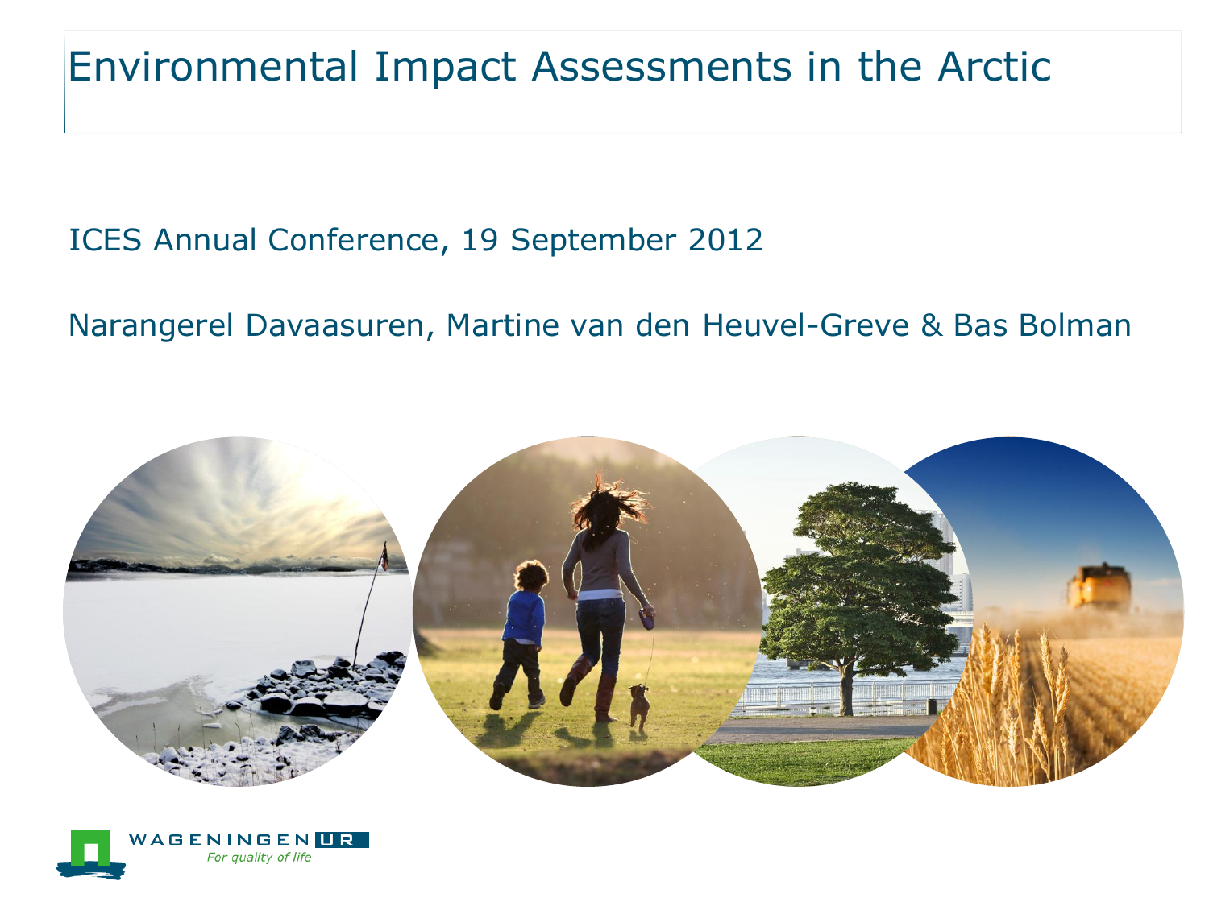# Environmental Impact Assessments in the Arctic

ICES Annual Conference, 19 September 2012

Narangerel Davaasuren, Martine van den Heuvel-Greve & Bas Bolman

WAGENINGEN UR

*For quality of life*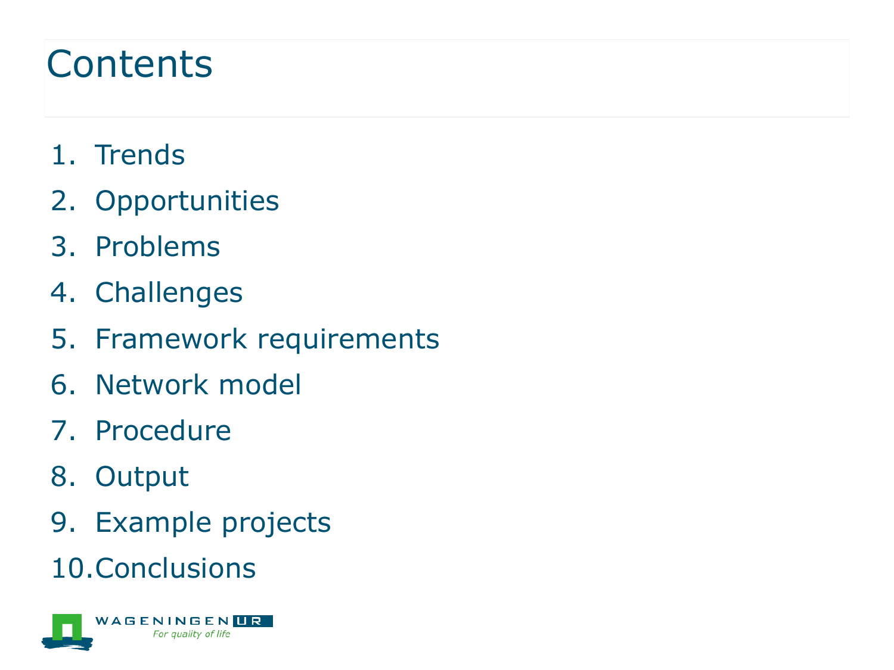# Contents

1. Trends
2. Opportunities
3. Problems
4. Challenges
5. Framework requirements
6. Network model
7. Procedure
8. Output
9. Example projects
10. Conclusions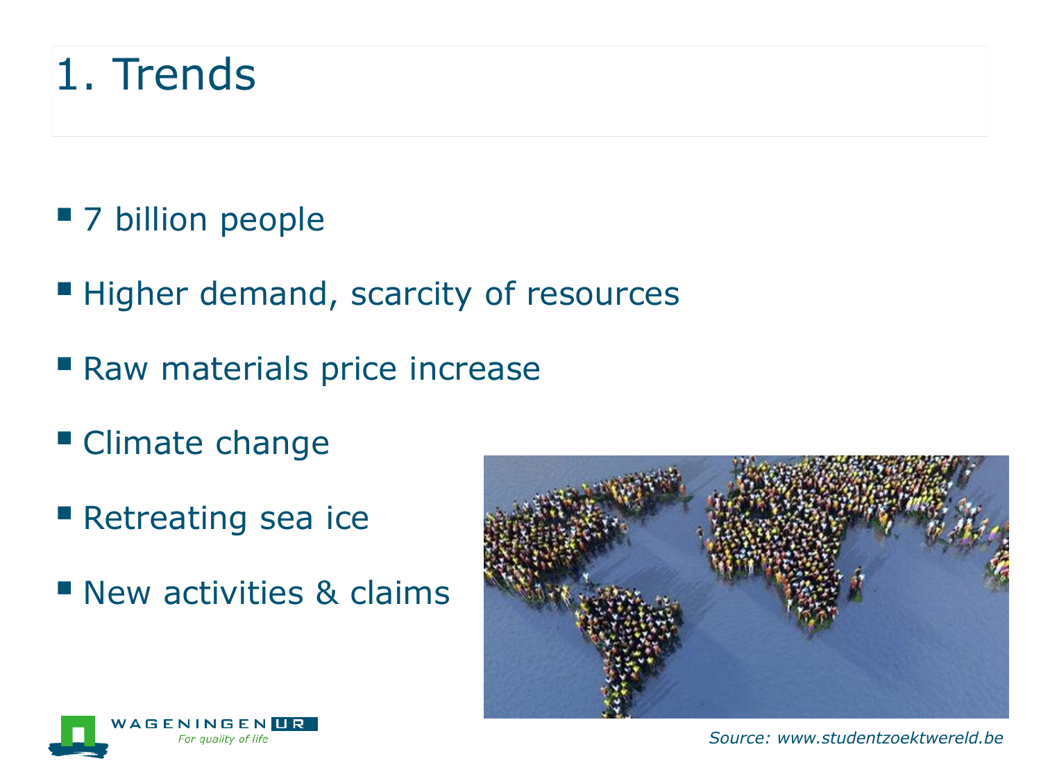# 1. Trends

- 7 billion people
- Higher demand, scarcity of resources
- Raw materials price increase
- Climate change
- Retreating sea ice
- New activities & claims

*Source: www.studentzoektwereld.be*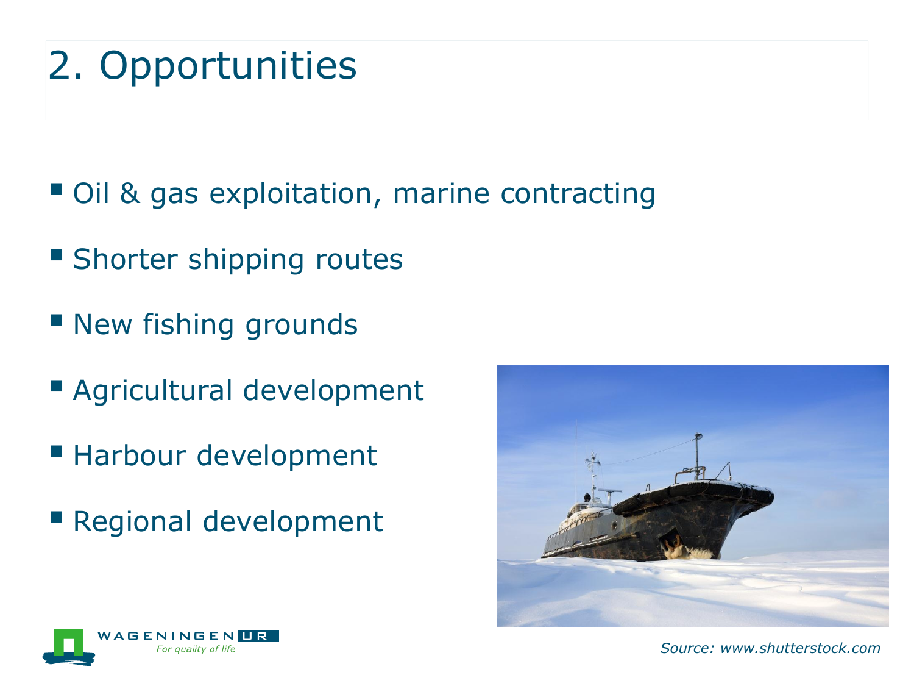# 2. Opportunities

- Oil & gas exploitation, marine contracting
- Shorter shipping routes
- New fishing grounds
- Agricultural development
- Harbour development
- Regional development

*Source: www.shutterstock.com*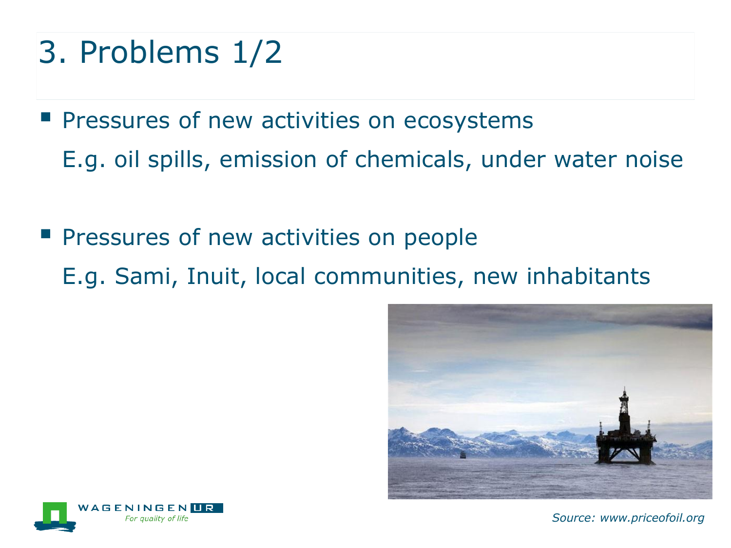# 3. Problems 1/2

- Pressures of new activities on ecosystems

  E.g. oil spills, emission of chemicals, under water noise

- Pressures of new activities on people

  E.g. Sami, Inuit, local communities, new inhabitants

*Source: www.priceofoil.org*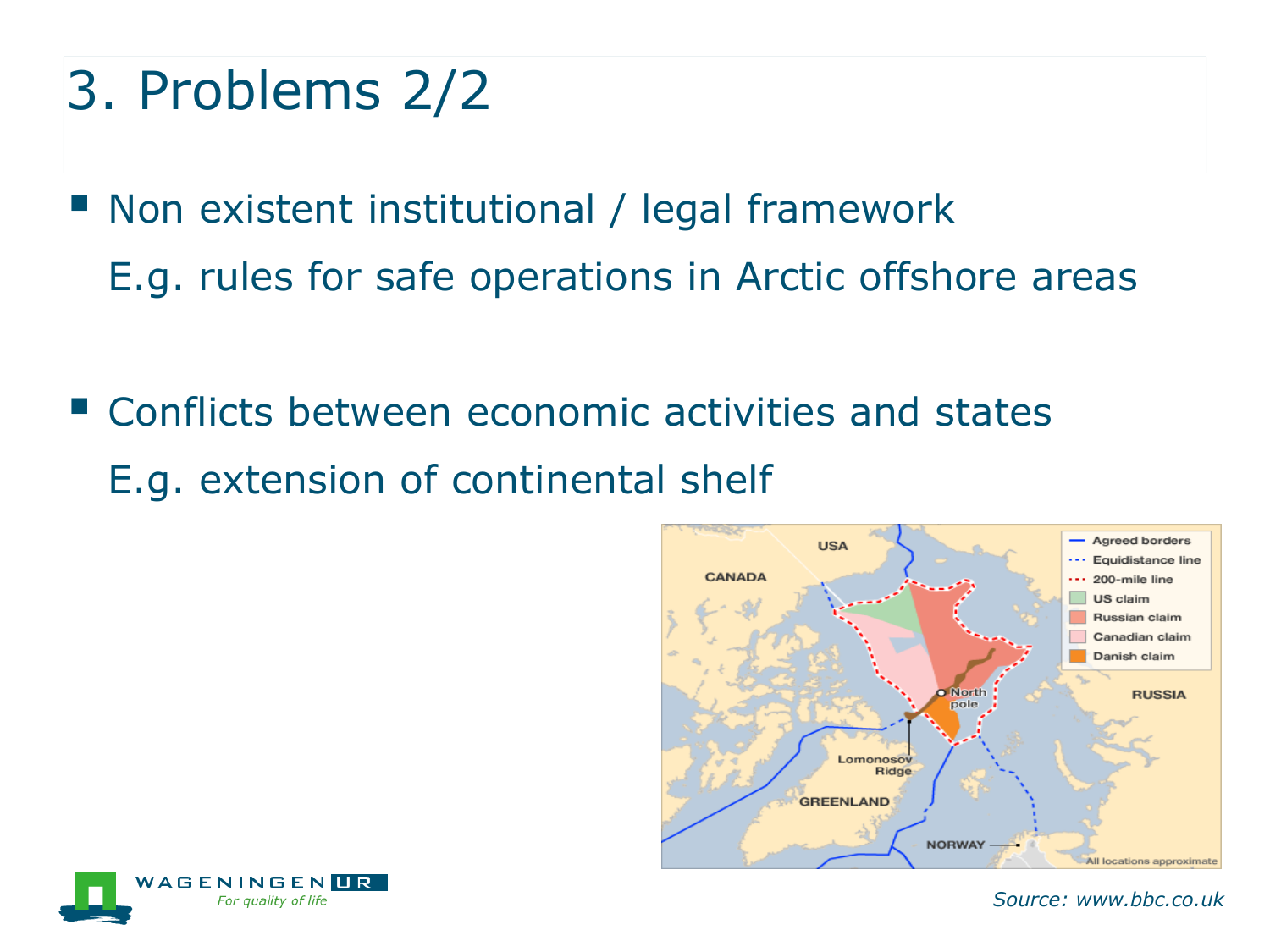# 3. Problems 2/2

- Non existent institutional / legal framework

  E.g. rules for safe operations in Arctic offshore areas

- Conflicts between economic activities and states

  E.g. extension of continental shelf

*Source: www.bbc.co.uk*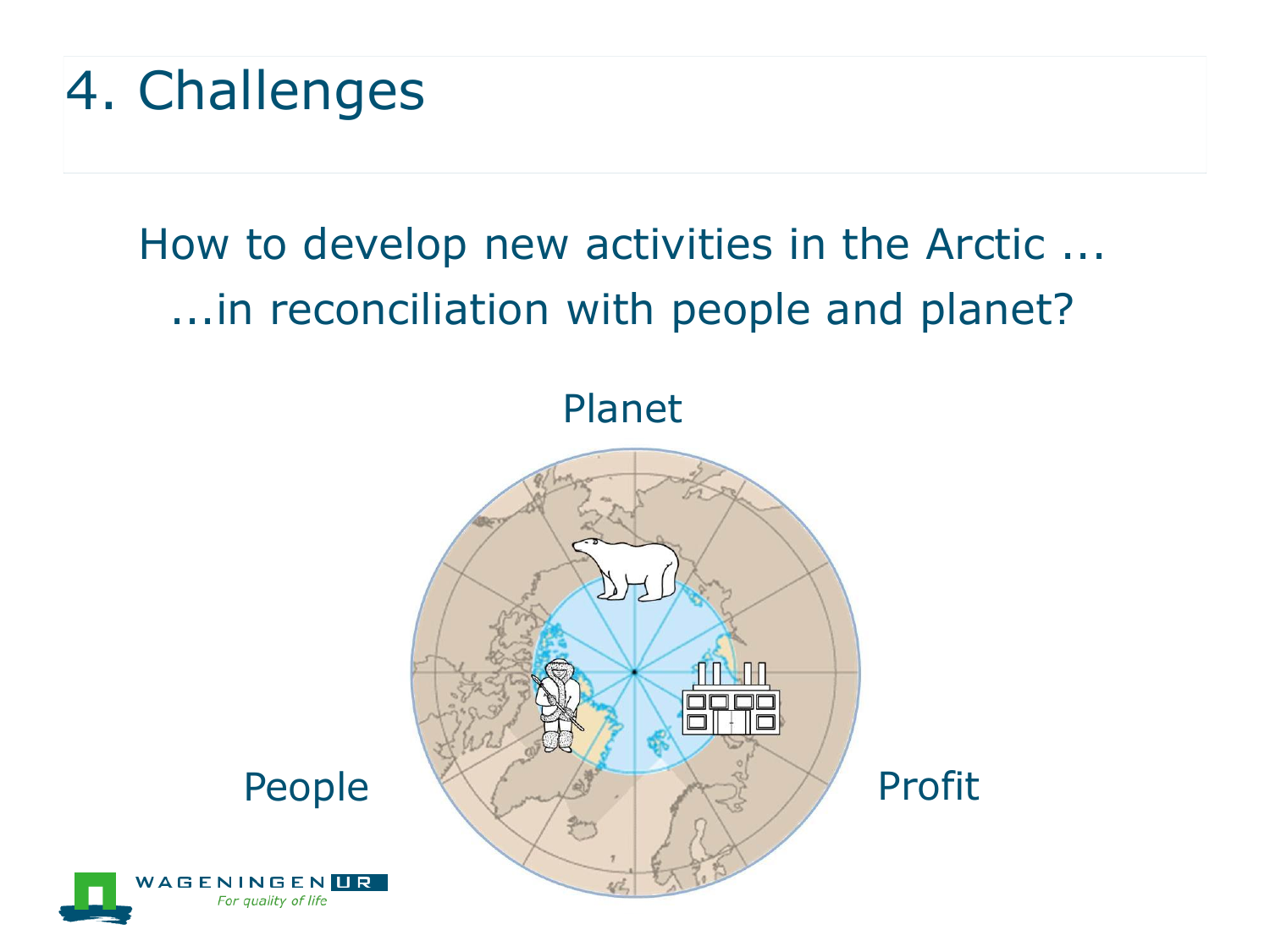# 4. Challenges

How to develop new activities in the Arctic ...
...in reconciliation with people and planet?

Planet

People

Profit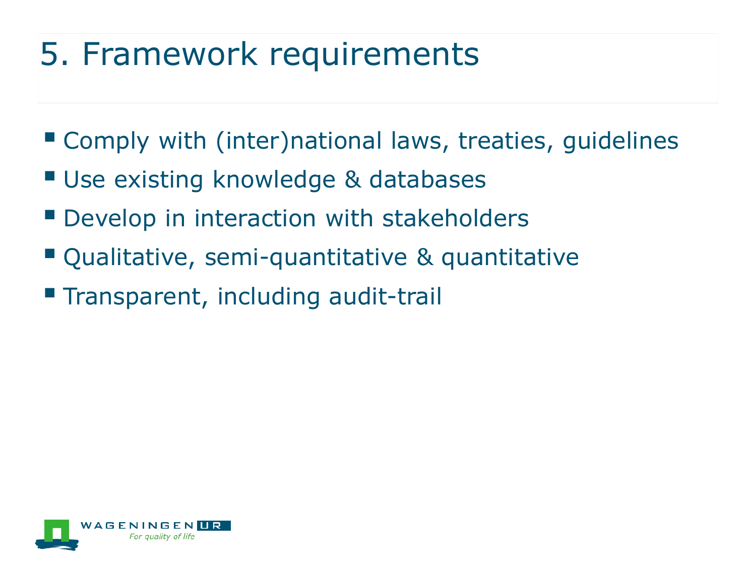# 5. Framework requirements

- Comply with (inter)national laws, treaties, guidelines
- Use existing knowledge & databases
- Develop in interaction with stakeholders
- Qualitative, semi-quantitative & quantitative
- Transparent, including audit-trail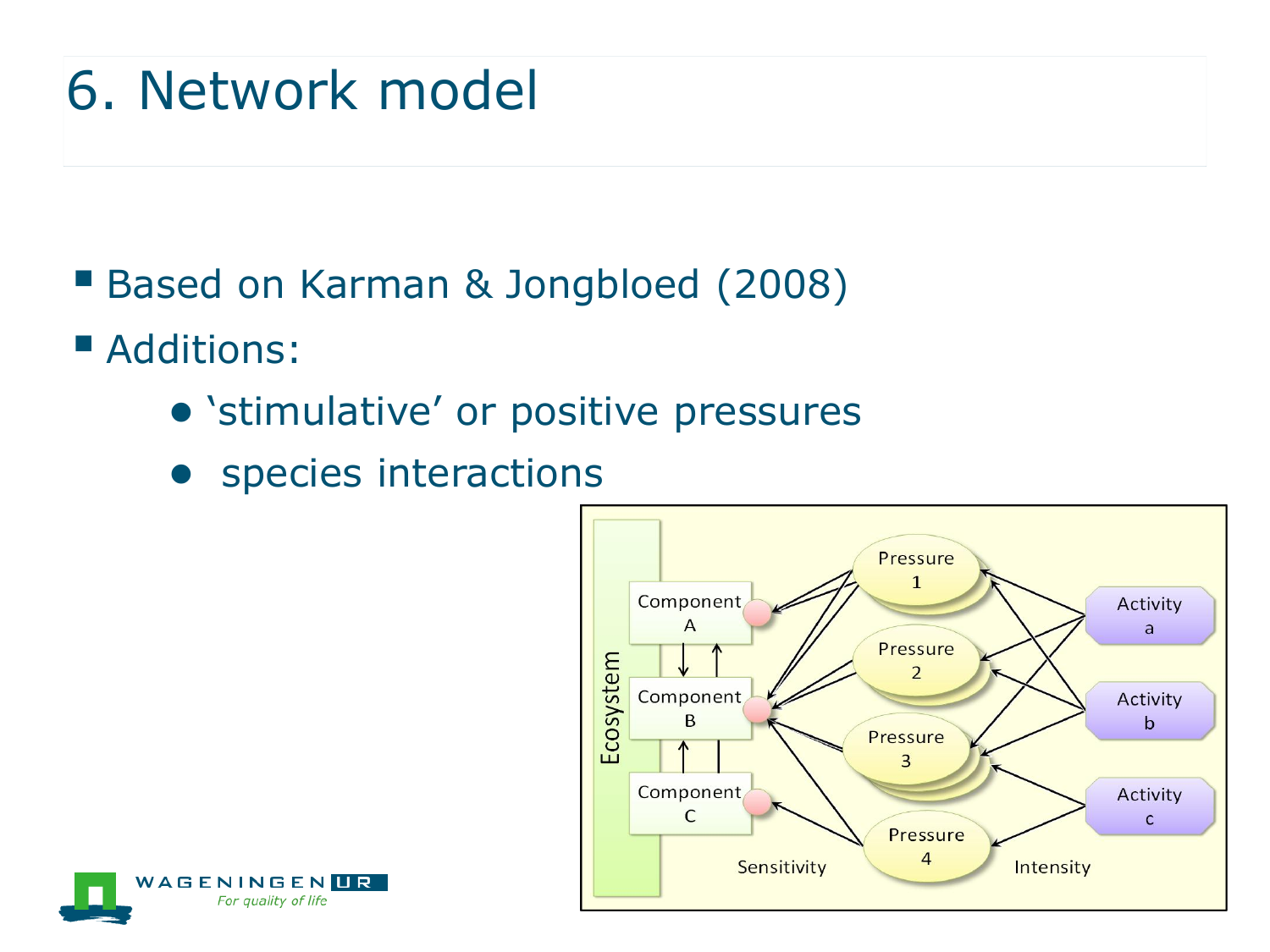# 6. Network model

- Based on Karman & Jongbloed (2008)
- Additions:
  - 'stimulative' or positive pressures
  - species interactions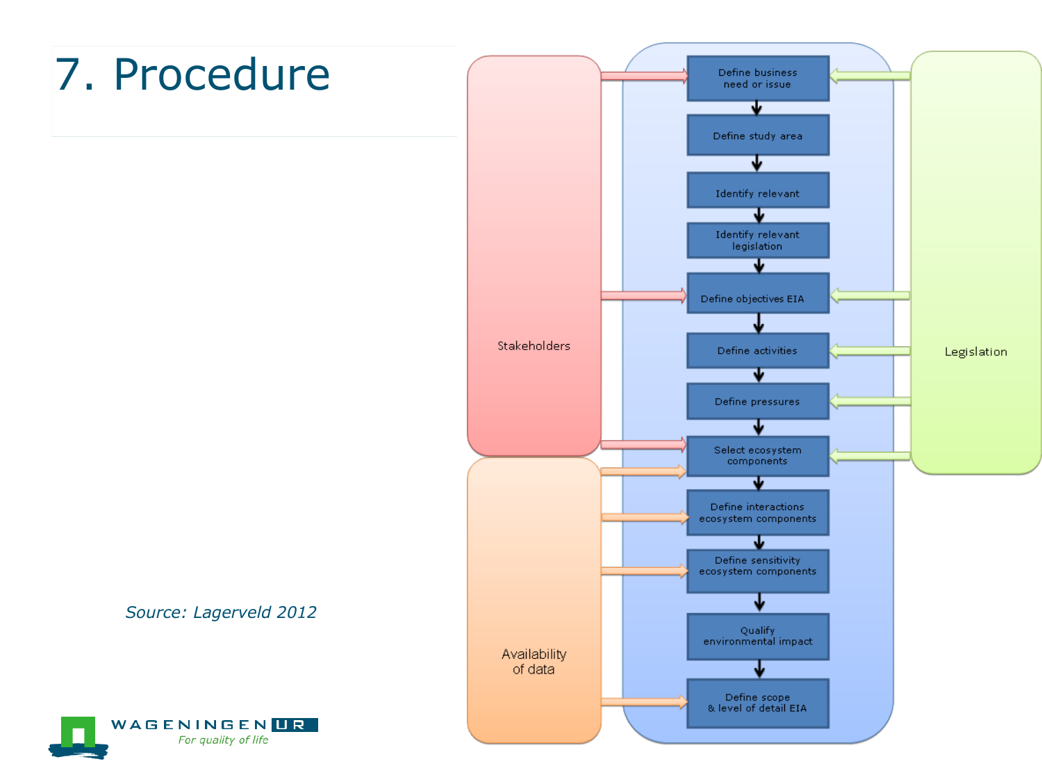# 7. Procedure

Stakeholders

Define business need or issue

Define study area

Identify relevant

Identify relevant legislation

Define objectives EIA

Define activities

Define pressures

Select ecosystem components

Define interactions ecosystem components

Define sensitivity ecosystem components

Qualify environmental impact

Define scope & level of detail EIA

Legislation

Availability of data

*Source: Lagerveld 2012*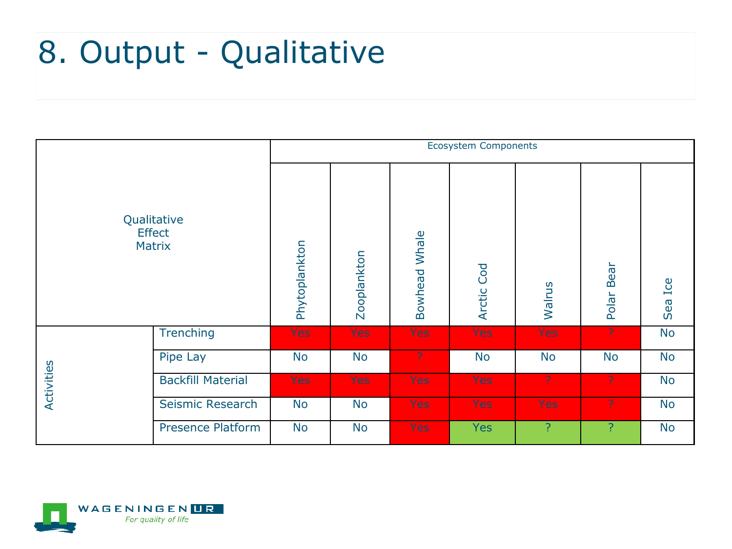# 8. Output - Qualitative

| Qualitative Effect Matrix | | Ecosystem Components | | | | | | |
|---|---|---|---|---|---|---|---|---|
| | | Phytoplankton | Zooplankton | Bowhead Whale | Arctic Cod | Walrus | Polar Bear | Sea Ice |
| Activities | Trenching | Yes | Yes | Yes | Yes | Yes | ? | No |
| | Pipe Lay | No | No | ? | No | No | No | No |
| | Backfill Material | Yes | Yes | Yes | Yes | ? | ? | No |
| | Seismic Research | No | No | Yes | Yes | Yes | ? | No |
| | Presence Platform | No | No | Yes | Yes | ? | ? | No |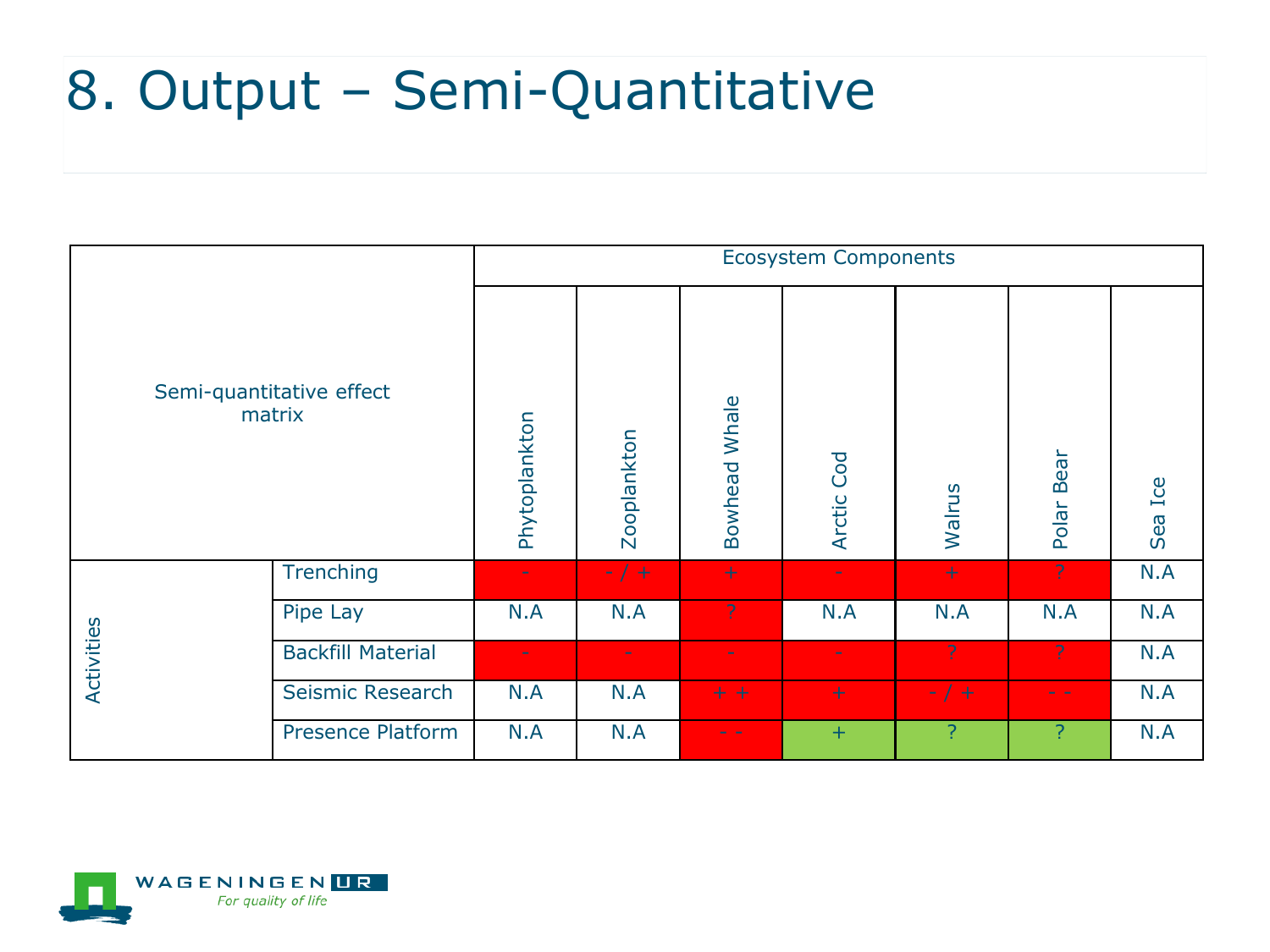# 8. Output – Semi-Quantitative

| Semi-quantitative effect matrix | | Ecosystem Components | | | | | | |
|---|---|---|---|---|---|---|---|---|
| | | Phytoplankton | Zooplankton | Bowhead Whale | Arctic Cod | Walrus | Polar Bear | Sea Ice |
| Activities | Trenching | - | - / + | + | - | + | ? | N.A |
| | Pipe Lay | N.A | N.A | ? | N.A | N.A | N.A | N.A |
| | Backfill Material | - | - | - | - | ? | ? | N.A |
| | Seismic Research | N.A | N.A | + + | + | - / + | - - | N.A |
| | Presence Platform | N.A | N.A | - - | + | ? | ? | N.A |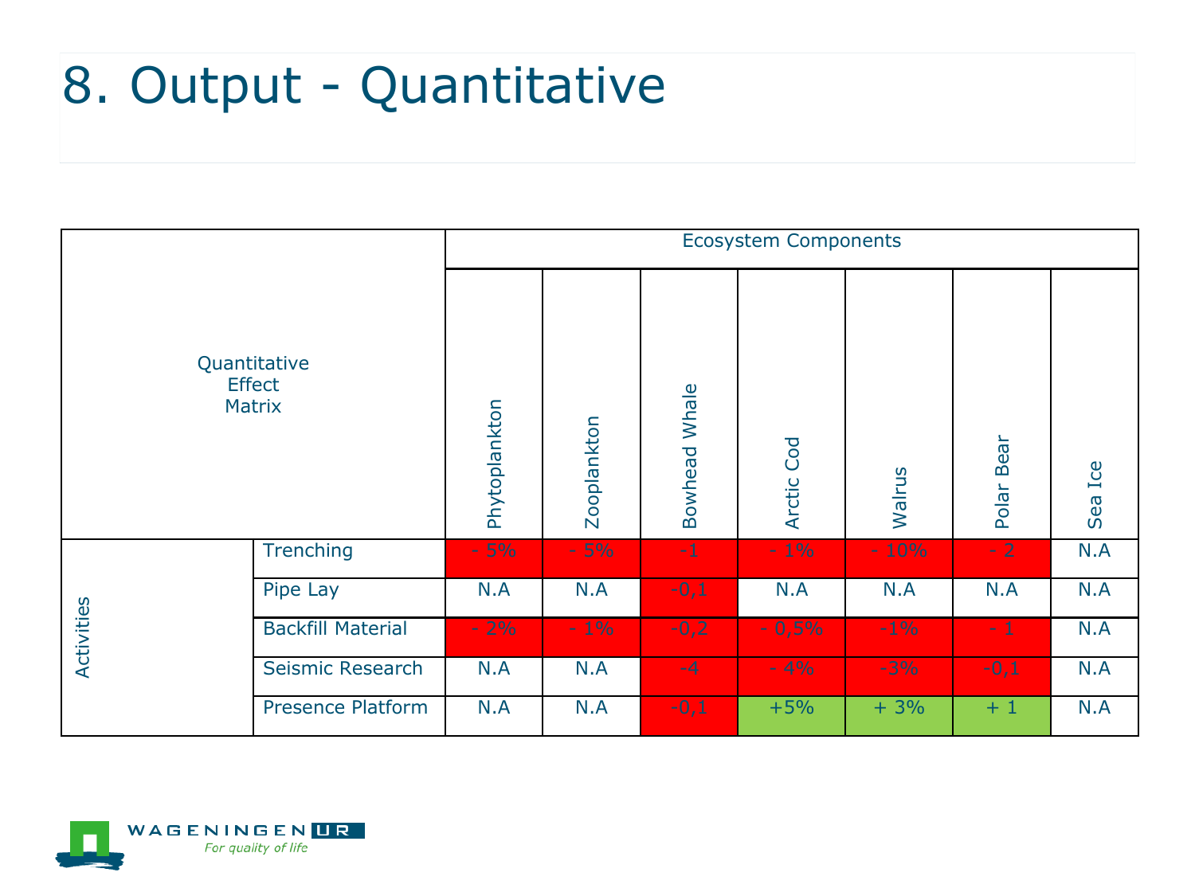# 8. Output - Quantitative

| Quantitative Effect Matrix | | Ecosystem Components | | | | | | |
|---|---|---|---|---|---|---|---|---|
| | | Phytoplankton | Zooplankton | Bowhead Whale | Arctic Cod | Walrus | Polar Bear | Sea Ice |
| Activities | Trenching | - 5% | - 5% | -1 | - 1% | - 10% | - 2 | N.A |
| | Pipe Lay | N.A | N.A | -0,1 | N.A | N.A | N.A | N.A |
| | Backfill Material | - 2% | - 1% | -0,2 | - 0,5% | -1% | - 1 | N.A |
| | Seismic Research | N.A | N.A | -4 | - 4% | -3% | -0,1 | N.A |
| | Presence Platform | N.A | N.A | -0,1 | +5% | + 3% | + 1 | N.A |

WAGENINGEN UR
*For quality of life*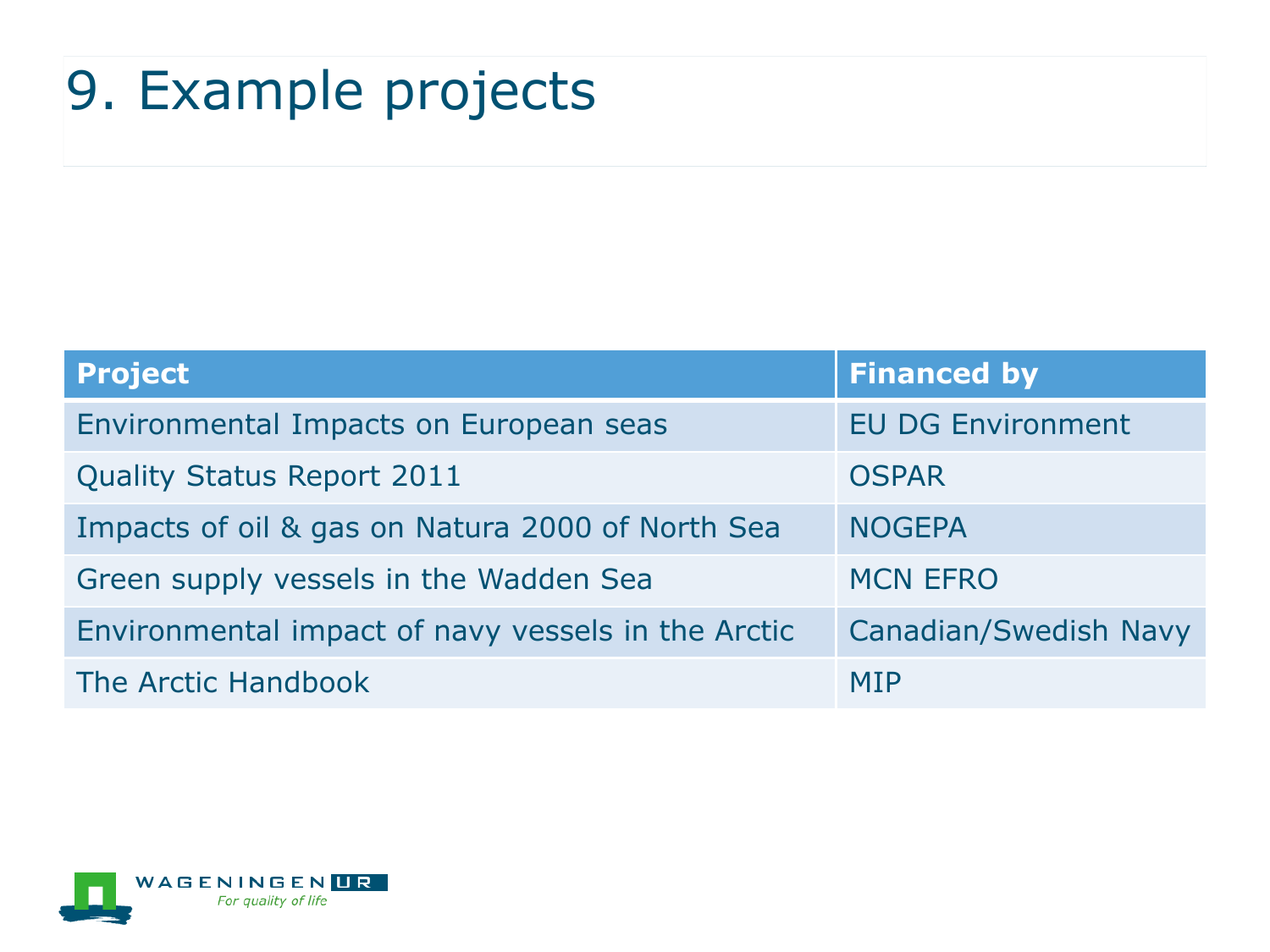# 9. Example projects

| Project | Financed by |
| --- | --- |
| Environmental Impacts on European seas | EU DG Environment |
| Quality Status Report 2011 | OSPAR |
| Impacts of oil & gas on Natura 2000 of North Sea | NOGEPA |
| Green supply vessels in the Wadden Sea | MCN EFRO |
| Environmental impact of navy vessels in the Arctic | Canadian/Swedish Navy |
| The Arctic Handbook | MIP |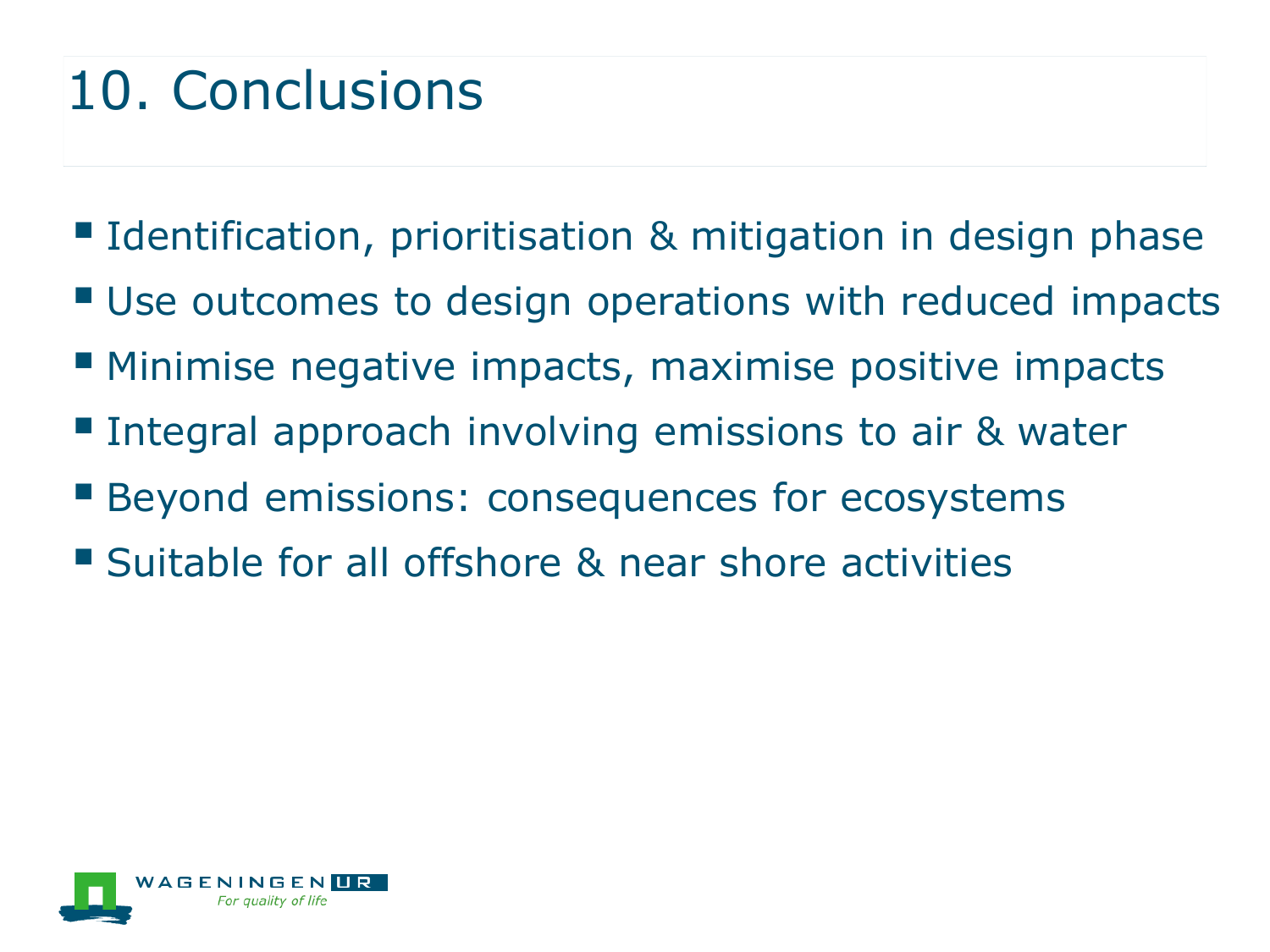# 10. Conclusions

- Identification, prioritisation & mitigation in design phase
- Use outcomes to design operations with reduced impacts
- Minimise negative impacts, maximise positive impacts
- Integral approach involving emissions to air & water
- Beyond emissions: consequences for ecosystems
- Suitable for all offshore & near shore activities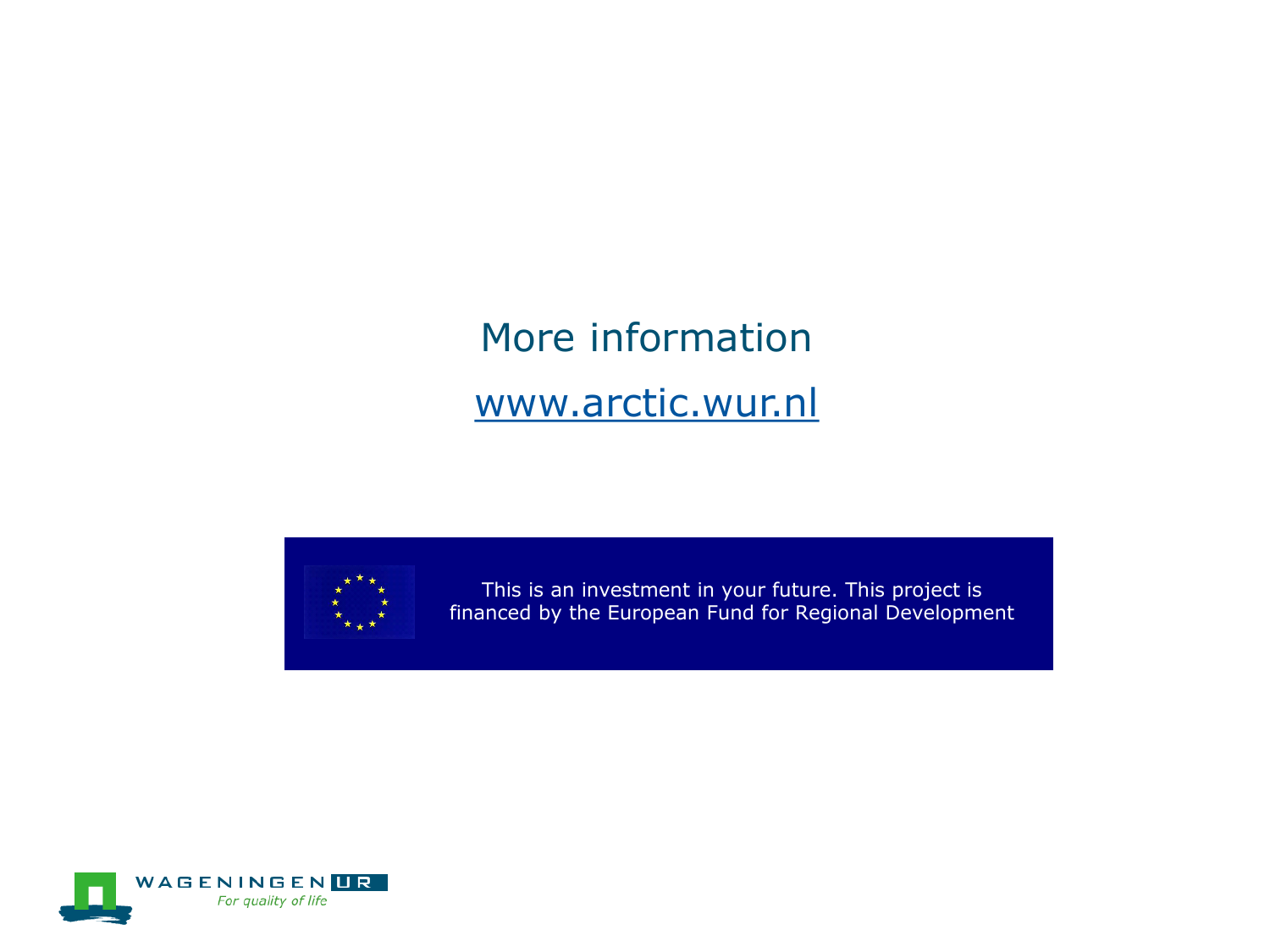More information

www.arctic.wur.nl

This is an investment in your future. This project is financed by the European Fund for Regional Development

WAGENINGEN UR

*For quality of life*